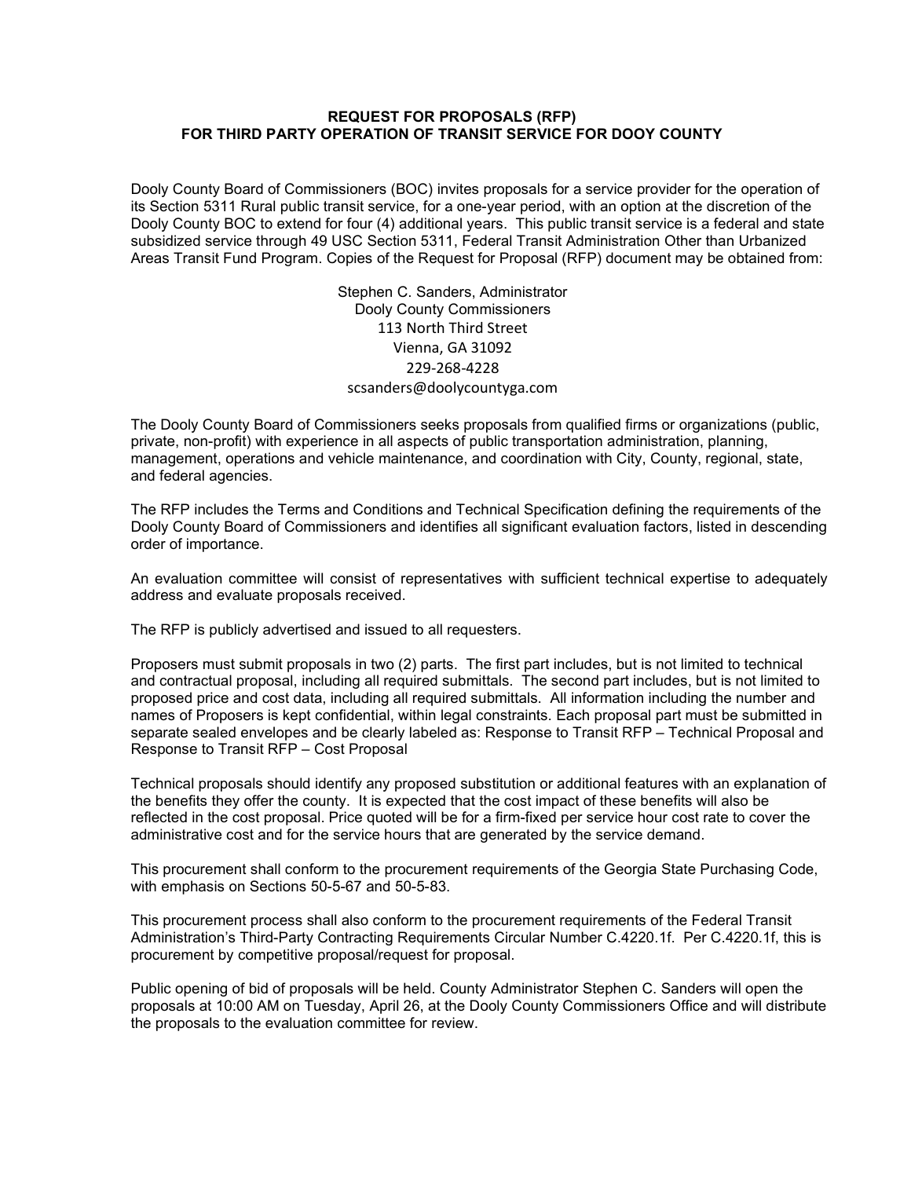# REQUEST FOR PROPOSALS (RFP)
# FOR THIRD PARTY OPERATION OF TRANSIT SERVICE FOR DOOY COUNTY

Dooly County Board of Commissioners (BOC) invites proposals for a service provider for the operation of its Section 5311 Rural public transit service, for a one-year period, with an option at the discretion of the Dooly County BOC to extend for four (4) additional years. This public transit service is a federal and state subsidized service through 49 USC Section 5311, Federal Transit Administration Other than Urbanized Areas Transit Fund Program. Copies of the Request for Proposal (RFP) document may be obtained from:

Stephen C. Sanders, Administrator
Dooly County Commissioners
113 North Third Street
Vienna, GA 31092
229-268-4228
scsanders@doolycountyga.com

The Dooly County Board of Commissioners seeks proposals from qualified firms or organizations (public, private, non-profit) with experience in all aspects of public transportation administration, planning, management, operations and vehicle maintenance, and coordination with City, County, regional, state, and federal agencies.

The RFP includes the Terms and Conditions and Technical Specification defining the requirements of the Dooly County Board of Commissioners and identifies all significant evaluation factors, listed in descending order of importance.

An evaluation committee will consist of representatives with sufficient technical expertise to adequately address and evaluate proposals received.

The RFP is publicly advertised and issued to all requesters.

Proposers must submit proposals in two (2) parts. The first part includes, but is not limited to technical and contractual proposal, including all required submittals. The second part includes, but is not limited to proposed price and cost data, including all required submittals. All information including the number and names of Proposers is kept confidential, within legal constraints. Each proposal part must be submitted in separate sealed envelopes and be clearly labeled as: Response to Transit RFP – Technical Proposal and Response to Transit RFP – Cost Proposal

Technical proposals should identify any proposed substitution or additional features with an explanation of the benefits they offer the county. It is expected that the cost impact of these benefits will also be reflected in the cost proposal. Price quoted will be for a firm-fixed per service hour cost rate to cover the administrative cost and for the service hours that are generated by the service demand.

This procurement shall conform to the procurement requirements of the Georgia State Purchasing Code, with emphasis on Sections 50-5-67 and 50-5-83.

This procurement process shall also conform to the procurement requirements of the Federal Transit Administration's Third-Party Contracting Requirements Circular Number C.4220.1f. Per C.4220.1f, this is procurement by competitive proposal/request for proposal.

Public opening of bid of proposals will be held. County Administrator Stephen C. Sanders will open the proposals at 10:00 AM on Tuesday, April 26, at the Dooly County Commissioners Office and will distribute the proposals to the evaluation committee for review.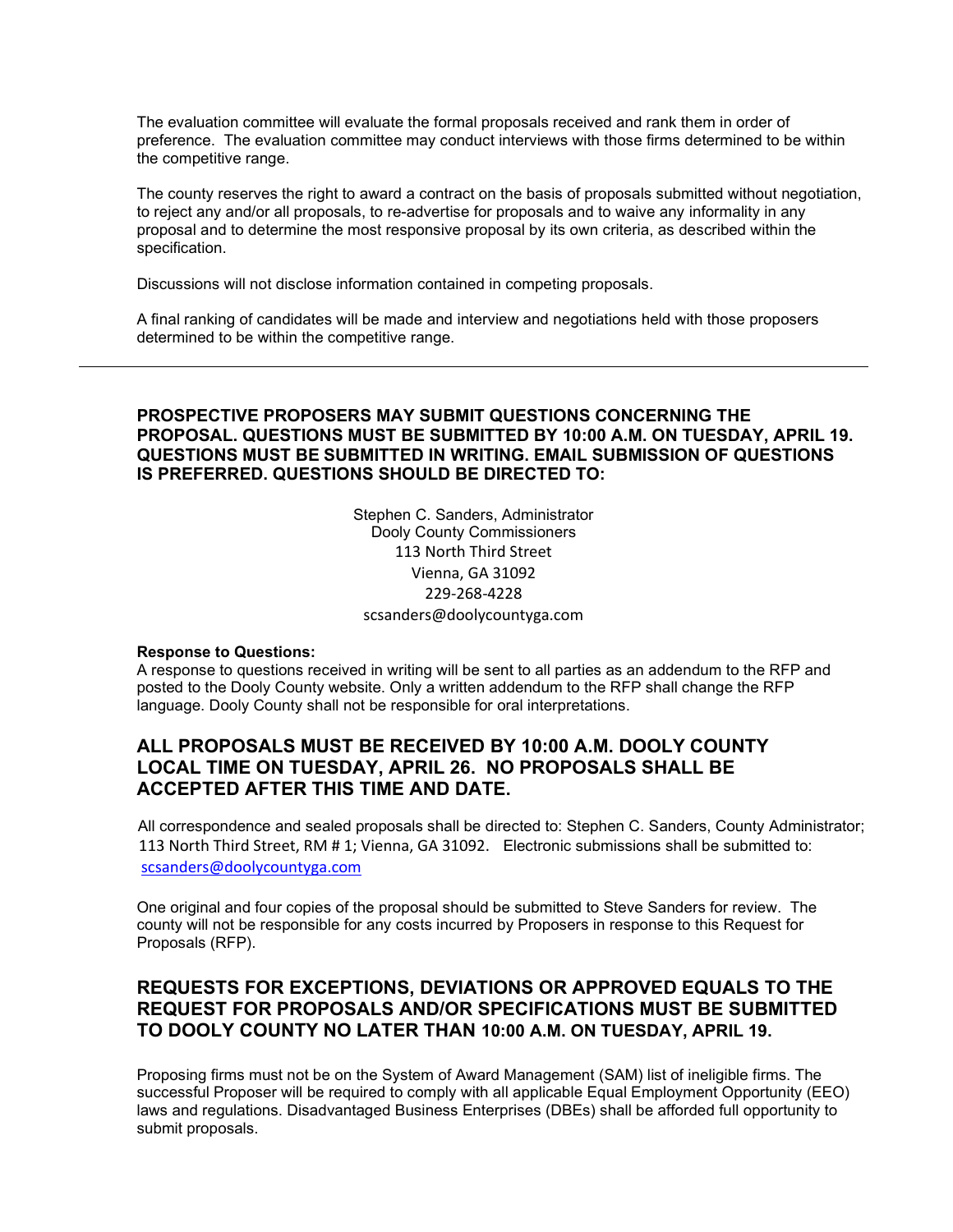The evaluation committee will evaluate the formal proposals received and rank them in order of preference. The evaluation committee may conduct interviews with those firms determined to be within the competitive range.

The county reserves the right to award a contract on the basis of proposals submitted without negotiation, to reject any and/or all proposals, to re-advertise for proposals and to waive any informality in any proposal and to determine the most responsive proposal by its own criteria, as described within the specification.

Discussions will not disclose information contained in competing proposals.

A final ranking of candidates will be made and interview and negotiations held with those proposers determined to be within the competitive range.

---

**PROSPECTIVE PROPOSERS MAY SUBMIT QUESTIONS CONCERNING THE PROPOSAL. QUESTIONS MUST BE SUBMITTED BY 10:00 A.M. ON TUESDAY, APRIL 19. QUESTIONS MUST BE SUBMITTED IN WRITING. EMAIL SUBMISSION OF QUESTIONS IS PREFERRED. QUESTIONS SHOULD BE DIRECTED TO:**

Stephen C. Sanders, Administrator
Dooly County Commissioners
113 North Third Street
Vienna, GA 31092
229-268-4228
scsanders@doolycountyga.com

**Response to Questions:**
A response to questions received in writing will be sent to all parties as an addendum to the RFP and posted to the Dooly County website. Only a written addendum to the RFP shall change the RFP language. Dooly County shall not be responsible for oral interpretations.

## ALL PROPOSALS MUST BE RECEIVED BY 10:00 A.M. DOOLY COUNTY LOCAL TIME ON TUESDAY, APRIL 26. NO PROPOSALS SHALL BE ACCEPTED AFTER THIS TIME AND DATE.

All correspondence and sealed proposals shall be directed to: Stephen C. Sanders, County Administrator; 113 North Third Street, RM # 1; Vienna, GA 31092. Electronic submissions shall be submitted to: scsanders@doolycountyga.com

One original and four copies of the proposal should be submitted to Steve Sanders for review. The county will not be responsible for any costs incurred by Proposers in response to this Request for Proposals (RFP).

## REQUESTS FOR EXCEPTIONS, DEVIATIONS OR APPROVED EQUALS TO THE REQUEST FOR PROPOSALS AND/OR SPECIFICATIONS MUST BE SUBMITTED TO DOOLY COUNTY NO LATER THAN 10:00 A.M. ON TUESDAY, APRIL 19.

Proposing firms must not be on the System of Award Management (SAM) list of ineligible firms. The successful Proposer will be required to comply with all applicable Equal Employment Opportunity (EEO) laws and regulations. Disadvantaged Business Enterprises (DBEs) shall be afforded full opportunity to submit proposals.